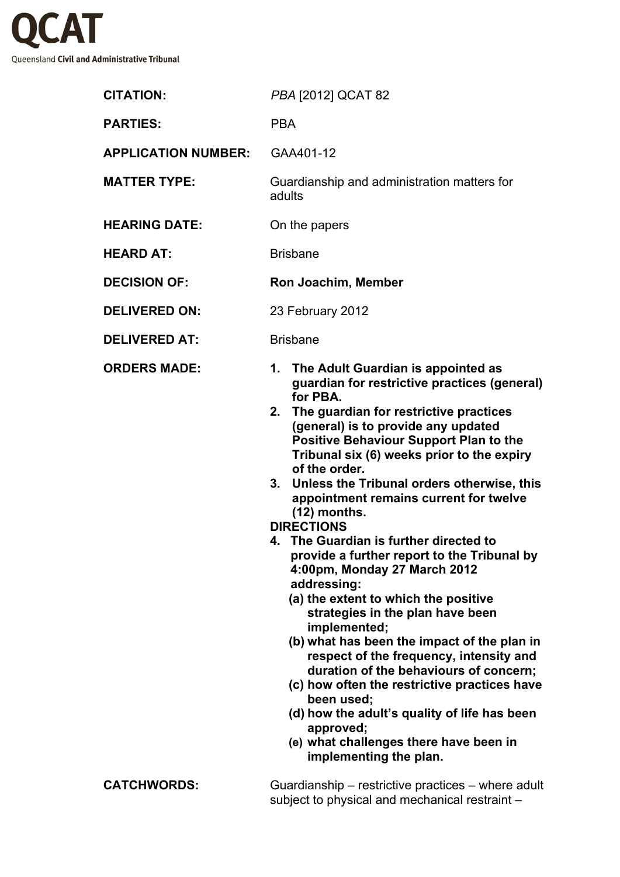# QCAT

Queensland **Civil and Administrative Tribunal**

| | |
|---|---|
| **CITATION:** | *PBA* [2012] QCAT 82 |
| **PARTIES:** | PBA |
| **APPLICATION NUMBER:** | GAA401-12 |
| **MATTER TYPE:** | Guardianship and administration matters for adults |
| **HEARING DATE:** | On the papers |
| **HEARD AT:** | Brisbane |
| **DECISION OF:** | **Ron Joachim, Member** |
| **DELIVERED ON:** | 23 February 2012 |
| **DELIVERED AT:** | Brisbane |

**ORDERS MADE:**

1. **The Adult Guardian is appointed as guardian for restrictive practices (general) for PBA.**
2. **The guardian for restrictive practices (general) is to provide any updated Positive Behaviour Support Plan to the Tribunal six (6) weeks prior to the expiry of the order.**
3. **Unless the Tribunal orders otherwise, this appointment remains current for twelve (12) months.**

**DIRECTIONS**

4. **The Guardian is further directed to provide a further report to the Tribunal by 4:00pm, Monday 27 March 2012 addressing:**
   - **(a) the extent to which the positive strategies in the plan have been implemented;**
   - **(b) what has been the impact of the plan in respect of the frequency, intensity and duration of the behaviours of concern;**
   - **(c) how often the restrictive practices have been used;**
   - **(d) how the adult's quality of life has been approved;**
   - **(e) what challenges there have been in implementing the plan.**

**CATCHWORDS:** Guardianship – restrictive practices – where adult subject to physical and mechanical restraint –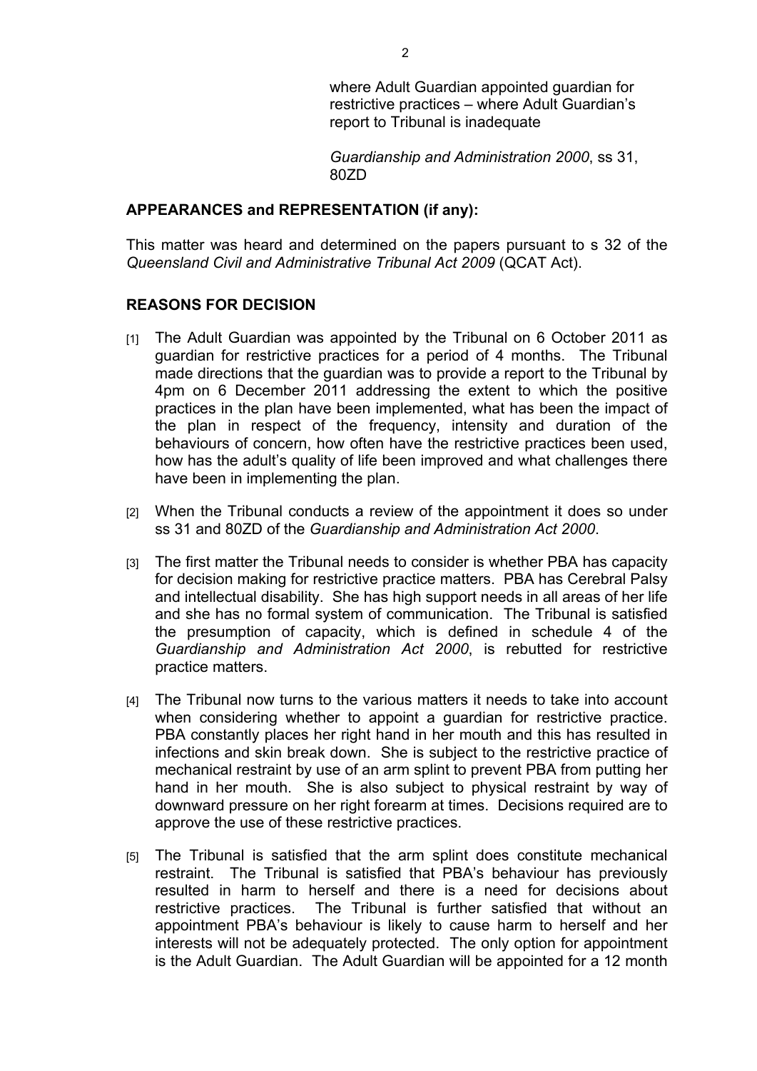where Adult Guardian appointed guardian for restrictive practices – where Adult Guardian's report to Tribunal is inadequate

*Guardianship and Administration 2000*, ss 31, 80ZD

**APPEARANCES and REPRESENTATION (if any):**

This matter was heard and determined on the papers pursuant to s 32 of the *Queensland Civil and Administrative Tribunal Act 2009* (QCAT Act).

**REASONS FOR DECISION**

[1] The Adult Guardian was appointed by the Tribunal on 6 October 2011 as guardian for restrictive practices for a period of 4 months. The Tribunal made directions that the guardian was to provide a report to the Tribunal by 4pm on 6 December 2011 addressing the extent to which the positive practices in the plan have been implemented, what has been the impact of the plan in respect of the frequency, intensity and duration of the behaviours of concern, how often have the restrictive practices been used, how has the adult's quality of life been improved and what challenges there have been in implementing the plan.

[2] When the Tribunal conducts a review of the appointment it does so under ss 31 and 80ZD of the *Guardianship and Administration Act 2000*.

[3] The first matter the Tribunal needs to consider is whether PBA has capacity for decision making for restrictive practice matters. PBA has Cerebral Palsy and intellectual disability. She has high support needs in all areas of her life and she has no formal system of communication. The Tribunal is satisfied the presumption of capacity, which is defined in schedule 4 of the *Guardianship and Administration Act 2000*, is rebutted for restrictive practice matters.

[4] The Tribunal now turns to the various matters it needs to take into account when considering whether to appoint a guardian for restrictive practice. PBA constantly places her right hand in her mouth and this has resulted in infections and skin break down. She is subject to the restrictive practice of mechanical restraint by use of an arm splint to prevent PBA from putting her hand in her mouth. She is also subject to physical restraint by way of downward pressure on her right forearm at times. Decisions required are to approve the use of these restrictive practices.

[5] The Tribunal is satisfied that the arm splint does constitute mechanical restraint. The Tribunal is satisfied that PBA's behaviour has previously resulted in harm to herself and there is a need for decisions about restrictive practices. The Tribunal is further satisfied that without an appointment PBA's behaviour is likely to cause harm to herself and her interests will not be adequately protected. The only option for appointment is the Adult Guardian. The Adult Guardian will be appointed for a 12 month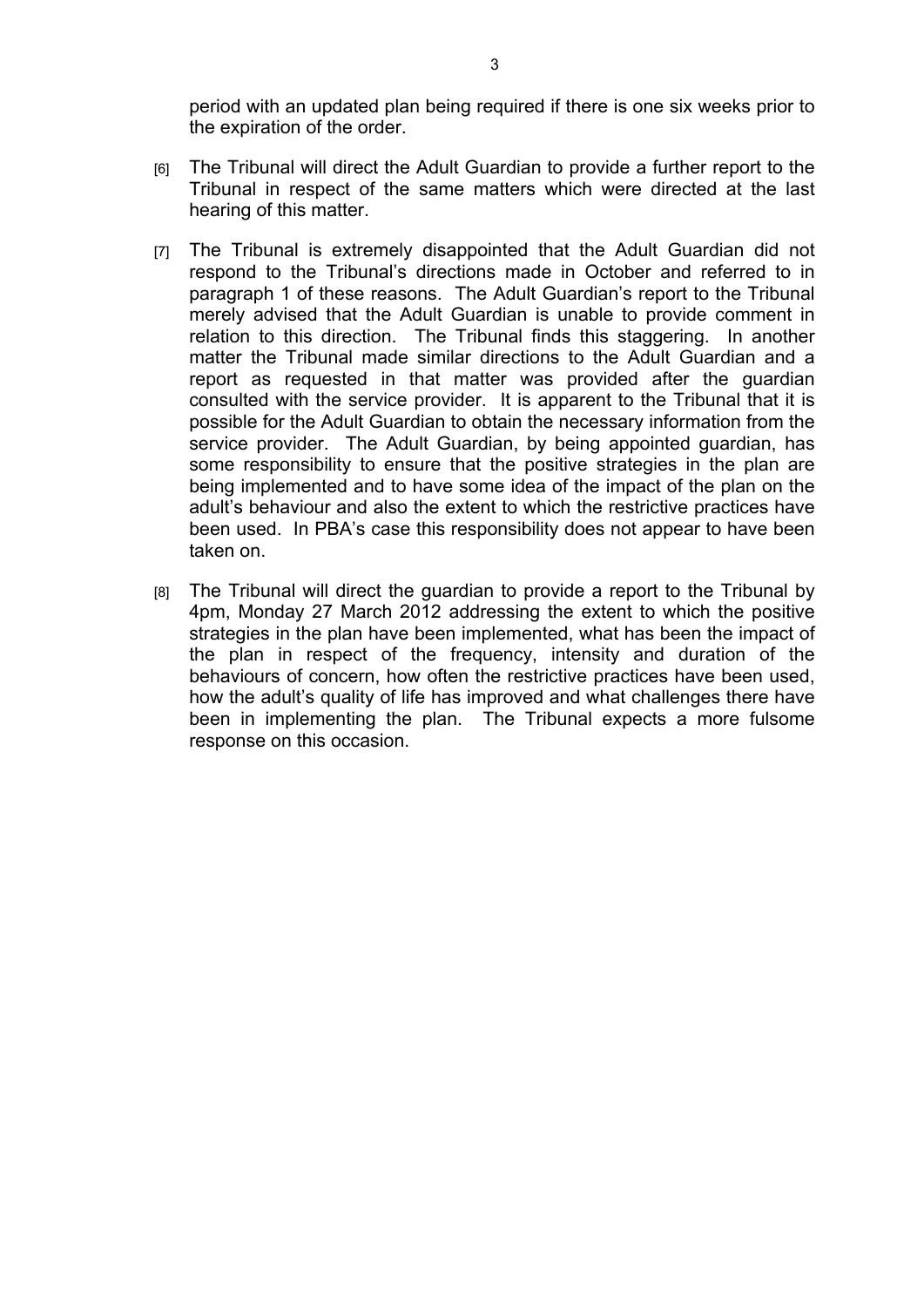period with an updated plan being required if there is one six weeks prior to the expiration of the order.

[6] The Tribunal will direct the Adult Guardian to provide a further report to the Tribunal in respect of the same matters which were directed at the last hearing of this matter.

[7] The Tribunal is extremely disappointed that the Adult Guardian did not respond to the Tribunal's directions made in October and referred to in paragraph 1 of these reasons. The Adult Guardian's report to the Tribunal merely advised that the Adult Guardian is unable to provide comment in relation to this direction. The Tribunal finds this staggering. In another matter the Tribunal made similar directions to the Adult Guardian and a report as requested in that matter was provided after the guardian consulted with the service provider. It is apparent to the Tribunal that it is possible for the Adult Guardian to obtain the necessary information from the service provider. The Adult Guardian, by being appointed guardian, has some responsibility to ensure that the positive strategies in the plan are being implemented and to have some idea of the impact of the plan on the adult's behaviour and also the extent to which the restrictive practices have been used. In PBA's case this responsibility does not appear to have been taken on.

[8] The Tribunal will direct the guardian to provide a report to the Tribunal by 4pm, Monday 27 March 2012 addressing the extent to which the positive strategies in the plan have been implemented, what has been the impact of the plan in respect of the frequency, intensity and duration of the behaviours of concern, how often the restrictive practices have been used, how the adult's quality of life has improved and what challenges there have been in implementing the plan. The Tribunal expects a more fulsome response on this occasion.